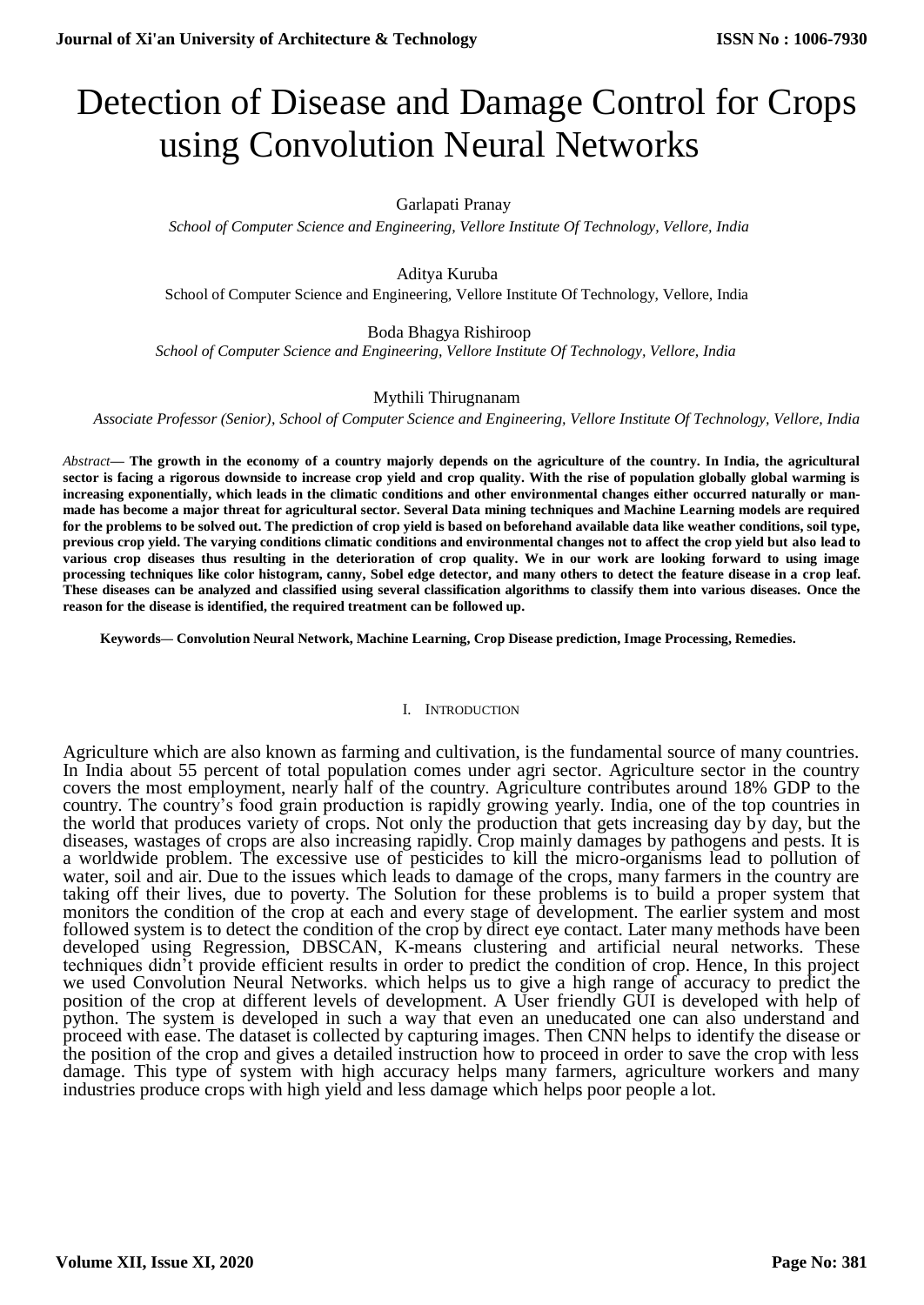# Detection of Disease and Damage Control for Crops using Convolution Neural Networks

Garlapati Pranay

*School of Computer Science and Engineering, Vellore Institute Of Technology, Vellore, India*

Aditya Kuruba

School of Computer Science and Engineering, Vellore Institute Of Technology, Vellore, India

Boda Bhagya Rishiroop

*School of Computer Science and Engineering, Vellore Institute Of Technology, Vellore, India*

Mythili Thirugnanam

*Associate Professor (Senior), School of Computer Science and Engineering, Vellore Institute Of Technology, Vellore, India*

*Abstract*— **The growth in the economy of a country majorly depends on the agriculture of the country. In India, the agricultural sector is facing a rigorous downside to increase crop yield and crop quality. With the rise of population globally global warming is increasing exponentially, which leads in the climatic conditions and other environmental changes either occurred naturally or man-made has become a major threat for agricultural sector. Several Data mining techniques and Machine Learning models are required for the problems to be solved out. The prediction of crop yield is based on beforehand available data like weather conditions, soil type, previous crop yield. The varying conditions climatic conditions and environmental changes not to affect the crop yield but also lead to various crop diseases thus resulting in the deterioration of crop quality. We in our work are looking forward to using image processing techniques like color histogram, canny, Sobel edge detector, and many others to detect the feature disease in a crop leaf. These diseases can be analyzed and classified using several classification algorithms to classify them into various diseases. Once the reason for the disease is identified, the required treatment can be followed up.**

**Keywords— Convolution Neural Network, Machine Learning, Crop Disease prediction, Image Processing, Remedies.**

## I. Introduction

Agriculture which are also known as farming and cultivation, is the fundamental source of many countries. In India about 55 percent of total population comes under agri sector. Agriculture sector in the country covers the most employment, nearly half of the country. Agriculture contributes around 18% GDP to the country. The country's food grain production is rapidly growing yearly. India, one of the top countries in the world that produces variety of crops. Not only the production that gets increasing day by day, but the diseases, wastages of crops are also increasing rapidly. Crop mainly damages by pathogens and pests. It is a worldwide problem. The excessive use of pesticides to kill the micro-organisms lead to pollution of water, soil and air. Due to the issues which leads to damage of the crops, many farmers in the country are taking off their lives, due to poverty. The Solution for these problems is to build a proper system that monitors the condition of the crop at each and every stage of development. The earlier system and most followed system is to detect the condition of the crop by direct eye contact. Later many methods have been developed using Regression, DBSCAN, K-means clustering and artificial neural networks. These techniques didn't provide efficient results in order to predict the condition of crop. Hence, In this project we used Convolution Neural Networks. which helps us to give a high range of accuracy to predict the position of the crop at different levels of development. A User friendly GUI is developed with help of python. The system is developed in such a way that even an uneducated one can also understand and proceed with ease. The dataset is collected by capturing images. Then CNN helps to identify the disease or the position of the crop and gives a detailed instruction how to proceed in order to save the crop with less damage. This type of system with high accuracy helps many farmers, agriculture workers and many industries produce crops with high yield and less damage which helps poor people a lot.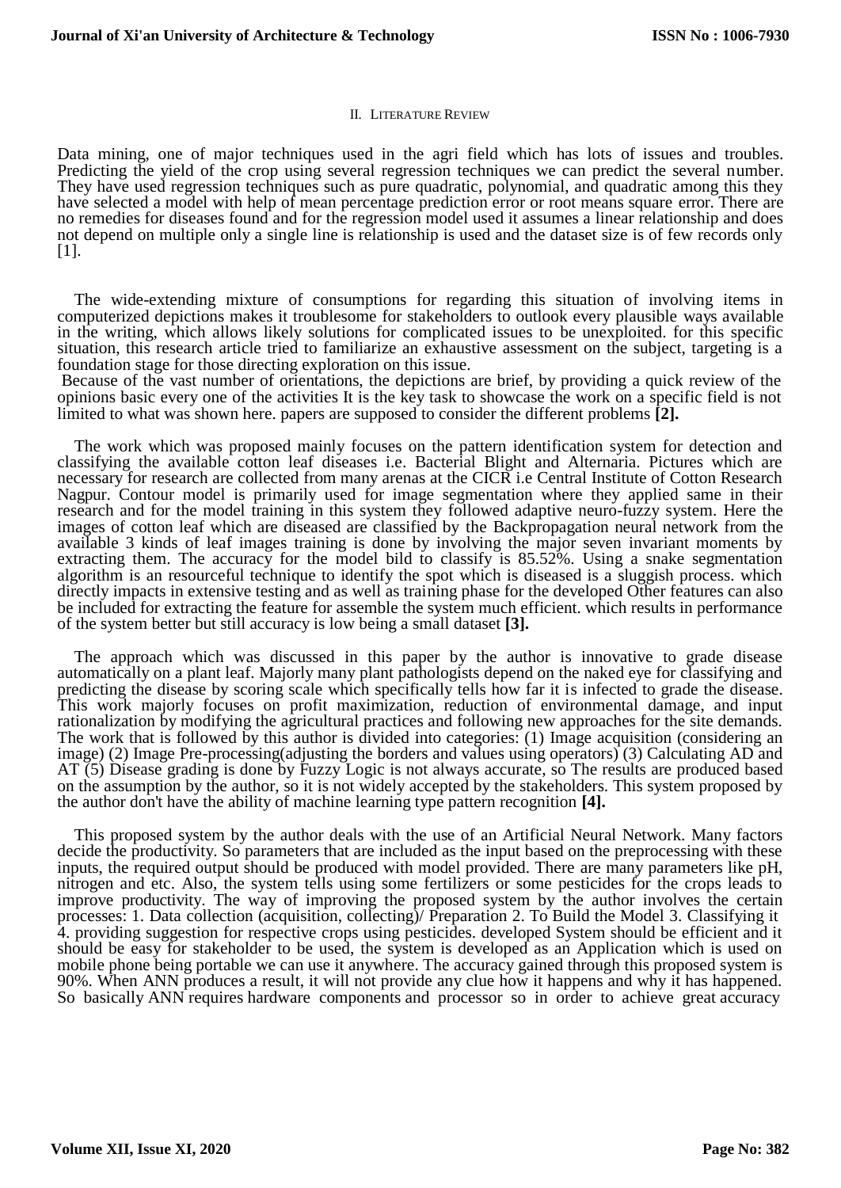## II. Literature Review

Data mining, one of major techniques used in the agri field which has lots of issues and troubles. Predicting the yield of the crop using several regression techniques we can predict the several number. They have used regression techniques such as pure quadratic, polynomial, and quadratic among this they have selected a model with help of mean percentage prediction error or root means square error. There are no remedies for diseases found and for the regression model used it assumes a linear relationship and does not depend on multiple only a single line is relationship is used and the dataset size is of few records only [1].

The wide-extending mixture of consumptions for regarding this situation of involving items in computerized depictions makes it troublesome for stakeholders to outlook every plausible ways available in the writing, which allows likely solutions for complicated issues to be unexploited. for this specific situation, this research article tried to familiarize an exhaustive assessment on the subject, targeting is a foundation stage for those directing exploration on this issue.

Because of the vast number of orientations, the depictions are brief, by providing a quick review of the opinions basic every one of the activities It is the key task to showcase the work on a specific field is not limited to what was shown here. papers are supposed to consider the different problems **[2].**

The work which was proposed mainly focuses on the pattern identification system for detection and classifying the available cotton leaf diseases i.e. Bacterial Blight and Alternaria. Pictures which are necessary for research are collected from many arenas at the CICR i.e Central Institute of Cotton Research Nagpur. Contour model is primarily used for image segmentation where they applied same in their research and for the model training in this system they followed adaptive neuro-fuzzy system. Here the images of cotton leaf which are diseased are classified by the Backpropagation neural network from the available 3 kinds of leaf images training is done by involving the major seven invariant moments by extracting them. The accuracy for the model bild to classify is 85.52%. Using a snake segmentation algorithm is an resourceful technique to identify the spot which is diseased is a sluggish process. which directly impacts in extensive testing and as well as training phase for the developed Other features can also be included for extracting the feature for assemble the system much efficient. which results in performance of the system better but still accuracy is low being a small dataset **[3].**

The approach which was discussed in this paper by the author is innovative to grade disease automatically on a plant leaf. Majorly many plant pathologists depend on the naked eye for classifying and predicting the disease by scoring scale which specifically tells how far it is infected to grade the disease. This work majorly focuses on profit maximization, reduction of environmental damage, and input rationalization by modifying the agricultural practices and following new approaches for the site demands. The work that is followed by this author is divided into categories: (1) Image acquisition (considering an image) (2) Image Pre-processing(adjusting the borders and values using operators) (3) Calculating AD and AT (5) Disease grading is done by Fuzzy Logic is not always accurate, so The results are produced based on the assumption by the author, so it is not widely accepted by the stakeholders. This system proposed by the author don't have the ability of machine learning type pattern recognition **[4].**

This proposed system by the author deals with the use of an Artificial Neural Network. Many factors decide the productivity. So parameters that are included as the input based on the preprocessing with these inputs, the required output should be produced with model provided. There are many parameters like pH, nitrogen and etc. Also, the system tells using some fertilizers or some pesticides for the crops leads to improve productivity. The way of improving the proposed system by the author involves the certain processes: 1. Data collection (acquisition, collecting)/ Preparation 2. To Build the Model 3. Classifying it 4. providing suggestion for respective crops using pesticides. developed System should be efficient and it should be easy for stakeholder to be used, the system is developed as an Application which is used on mobile phone being portable we can use it anywhere. The accuracy gained through this proposed system is 90%. When ANN produces a result, it will not provide any clue how it happens and why it has happened. So basically ANN requires hardware components and processor so in order to achieve great accuracy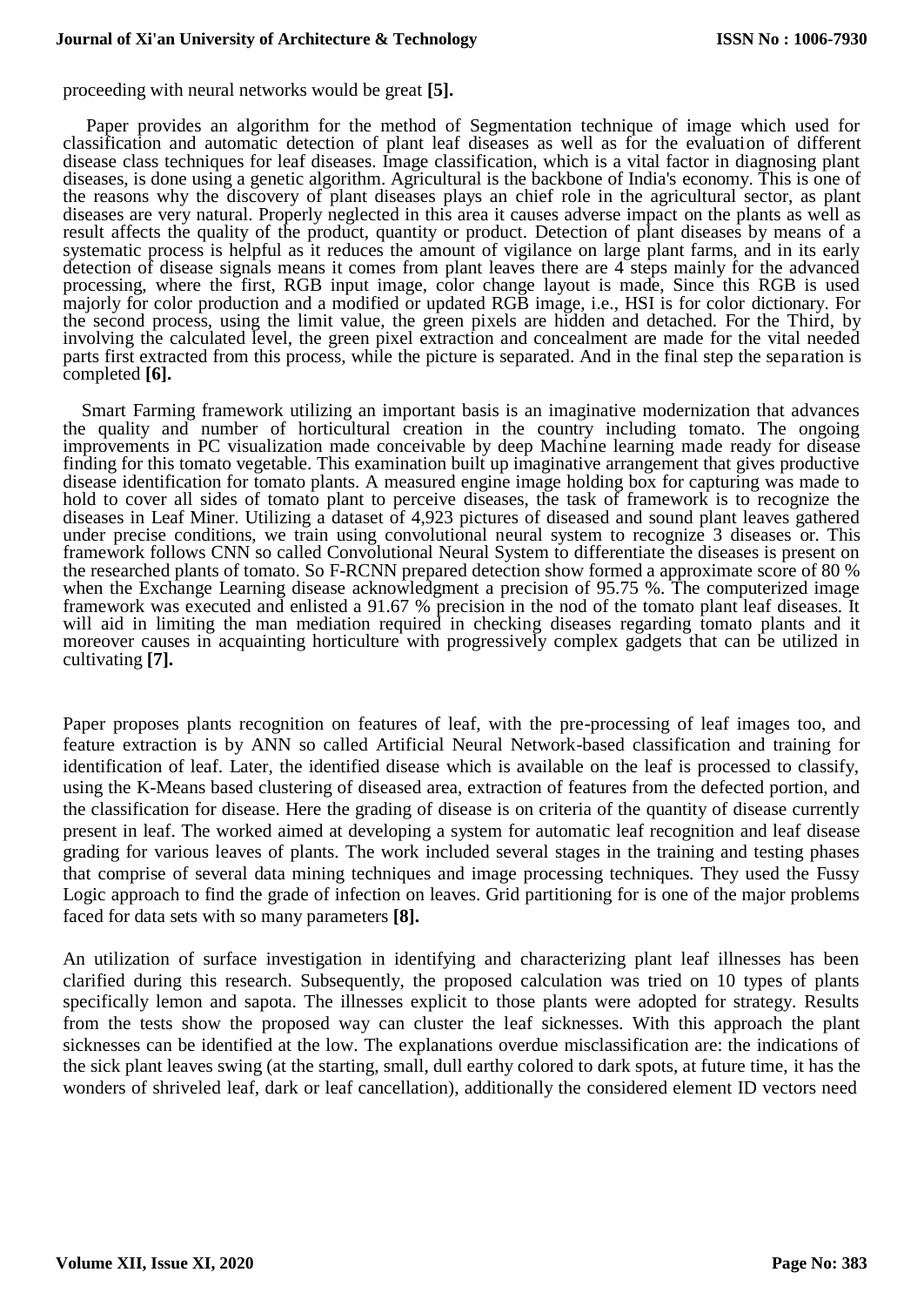proceeding with neural networks would be great **[5].**

Paper provides an algorithm for the method of Segmentation technique of image which used for classification and automatic detection of plant leaf diseases as well as for the evaluation of different disease class techniques for leaf diseases. Image classification, which is a vital factor in diagnosing plant diseases, is done using a genetic algorithm. Agricultural is the backbone of India's economy. This is one of the reasons why the discovery of plant diseases plays an chief role in the agricultural sector, as plant diseases are very natural. Properly neglected in this area it causes adverse impact on the plants as well as result affects the quality of the product, quantity or product. Detection of plant diseases by means of a systematic process is helpful as it reduces the amount of vigilance on large plant farms, and in its early detection of disease signals means it comes from plant leaves there are 4 steps mainly for the advanced processing, where the first, RGB input image, color change layout is made, Since this RGB is used majorly for color production and a modified or updated RGB image, i.e., HSI is for color dictionary. For the second process, using the limit value, the green pixels are hidden and detached. For the Third, by involving the calculated level, the green pixel extraction and concealment are made for the vital needed parts first extracted from this process, while the picture is separated. And in the final step the separation is completed **[6].**

Smart Farming framework utilizing an important basis is an imaginative modernization that advances the quality and number of horticultural creation in the country including tomato. The ongoing improvements in PC visualization made conceivable by deep Machine learning made ready for disease finding for this tomato vegetable. This examination built up imaginative arrangement that gives productive disease identification for tomato plants. A measured engine image holding box for capturing was made to hold to cover all sides of tomato plant to perceive diseases, the task of framework is to recognize the diseases in Leaf Miner. Utilizing a dataset of 4,923 pictures of diseased and sound plant leaves gathered under precise conditions, we train using convolutional neural system to recognize 3 diseases or. This framework follows CNN so called Convolutional Neural System to differentiate the diseases is present on the researched plants of tomato. So F-RCNN prepared detection show formed a approximate score of 80 % when the Exchange Learning disease acknowledgment a precision of 95.75 %. The computerized image framework was executed and enlisted a 91.67 % precision in the nod of the tomato plant leaf diseases. It will aid in limiting the man mediation required in checking diseases regarding tomato plants and it moreover causes in acquainting horticulture with progressively complex gadgets that can be utilized in cultivating **[7].**

Paper proposes plants recognition on features of leaf, with the pre-processing of leaf images too, and feature extraction is by ANN so called Artificial Neural Network-based classification and training for identification of leaf. Later, the identified disease which is available on the leaf is processed to classify, using the K-Means based clustering of diseased area, extraction of features from the defected portion, and the classification for disease. Here the grading of disease is on criteria of the quantity of disease currently present in leaf. The worked aimed at developing a system for automatic leaf recognition and leaf disease grading for various leaves of plants. The work included several stages in the training and testing phases that comprise of several data mining techniques and image processing techniques. They used the Fussy Logic approach to find the grade of infection on leaves. Grid partitioning for is one of the major problems faced for data sets with so many parameters **[8].**

An utilization of surface investigation in identifying and characterizing plant leaf illnesses has been clarified during this research. Subsequently, the proposed calculation was tried on 10 types of plants specifically lemon and sapota. The illnesses explicit to those plants were adopted for strategy. Results from the tests show the proposed way can cluster the leaf sicknesses. With this approach the plant sicknesses can be identified at the low. The explanations overdue misclassification are: the indications of the sick plant leaves swing (at the starting, small, dull earthy colored to dark spots, at future time, it has the wonders of shriveled leaf, dark or leaf cancellation), additionally the considered element ID vectors need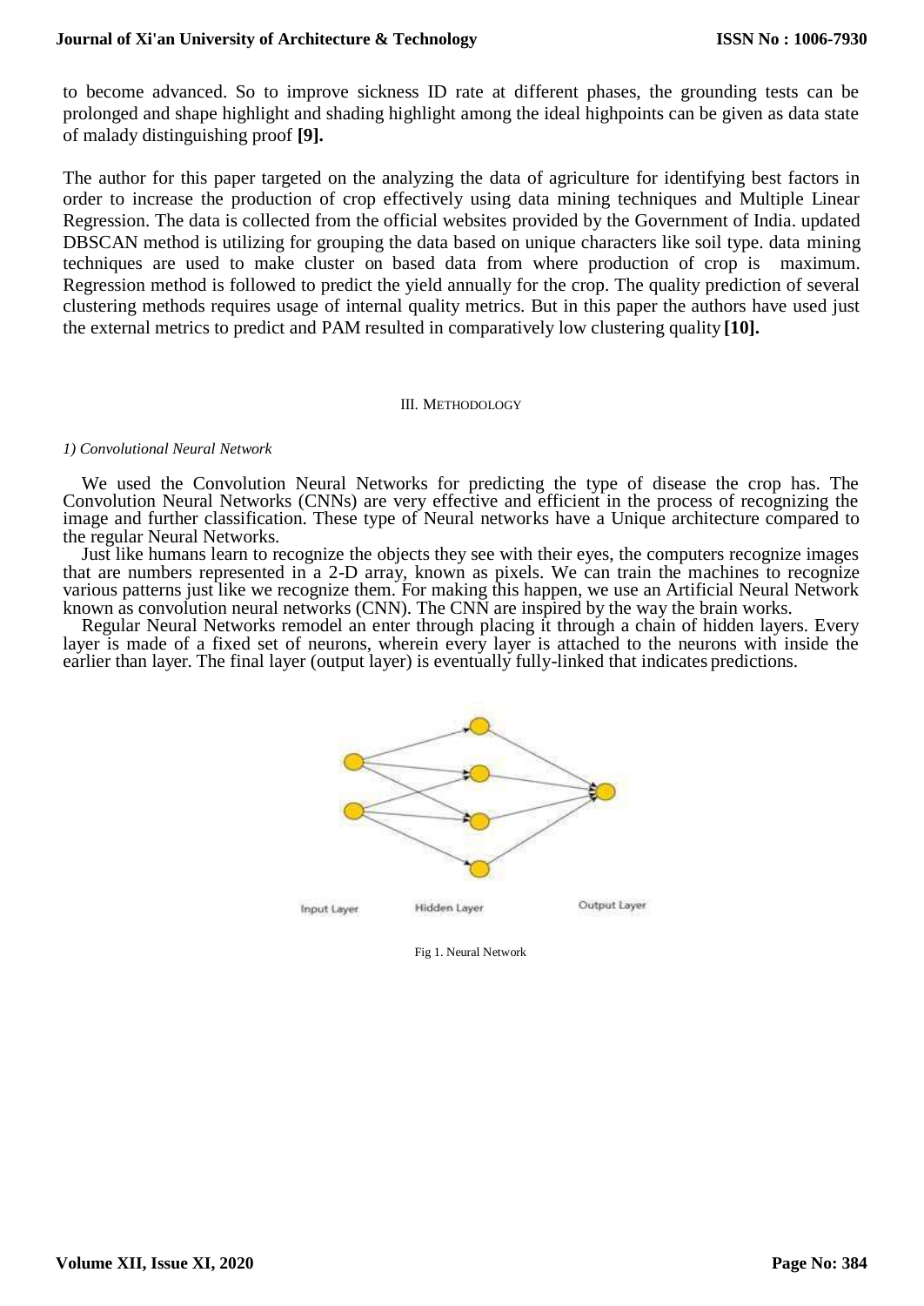to become advanced. So to improve sickness ID rate at different phases, the grounding tests can be prolonged and shape highlight and shading highlight among the ideal highpoints can be given as data state of malady distinguishing proof **[9].**

The author for this paper targeted on the analyzing the data of agriculture for identifying best factors in order to increase the production of crop effectively using data mining techniques and Multiple Linear Regression. The data is collected from the official websites provided by the Government of India. updated DBSCAN method is utilizing for grouping the data based on unique characters like soil type. data mining techniques are used to make cluster on based data from where production of crop is maximum. Regression method is followed to predict the yield annually for the crop. The quality prediction of several clustering methods requires usage of internal quality metrics. But in this paper the authors have used just the external metrics to predict and PAM resulted in comparatively low clustering quality **[10].**

## III. METHODOLOGY

### *1) Convolutional Neural Network*

We used the Convolution Neural Networks for predicting the type of disease the crop has. The Convolution Neural Networks (CNNs) are very effective and efficient in the process of recognizing the image and further classification. These type of Neural networks have a Unique architecture compared to the regular Neural Networks.

Just like humans learn to recognize the objects they see with their eyes, the computers recognize images that are numbers represented in a 2-D array, known as pixels. We can train the machines to recognize various patterns just like we recognize them. For making this happen, we use an Artificial Neural Network known as convolution neural networks (CNN). The CNN are inspired by the way the brain works.

Regular Neural Networks remodel an enter through placing it through a chain of hidden layers. Every layer is made of a fixed set of neurons, wherein every layer is attached to the neurons with inside the earlier than layer. The final layer (output layer) is eventually fully-linked that indicates predictions.

Input Layer
Hidden Layer
Output Layer

Fig 1. Neural Network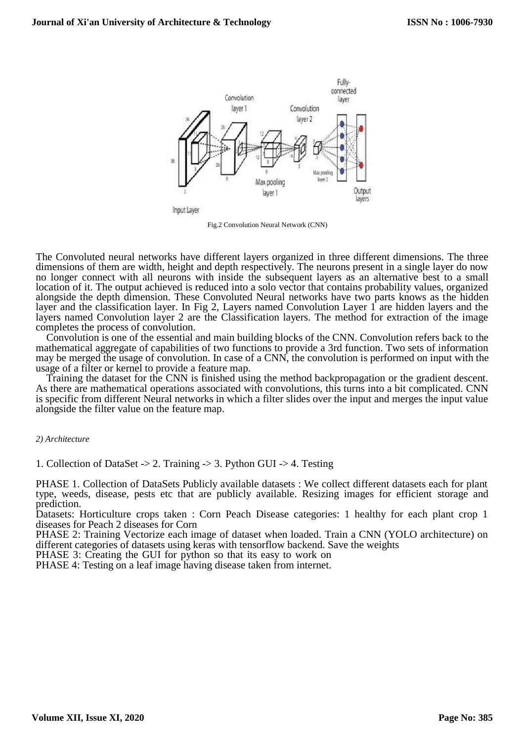Convolution layer 1

Convolution layer 2

Fully-connected layer

Input Layer

Max pooling layer 1

Max pooling layer 2

Output layers

36

36

3

11

3

26

26

9

12

12

9

9

6

6

3

2

3

Fig.2 Convolution Neural Network (CNN)

The Convoluted neural networks have different layers organized in three different dimensions. The three dimensions of them are width, height and depth respectively. The neurons present in a single layer do now no longer connect with all neurons with inside the subsequent layers as an alternative best to a small location of it. The output achieved is reduced into a solo vector that contains probability values, organized alongside the depth dimension. These Convoluted Neural networks have two parts knows as the hidden layer and the classification layer. In Fig 2, Layers named Convolution Layer 1 are hidden layers and the layers named Convolution layer 2 are the Classification layers. The method for extraction of the image completes the process of convolution.

Convolution is one of the essential and main building blocks of the CNN. Convolution refers back to the mathematical aggregate of capabilities of two functions to provide a 3rd function. Two sets of information may be merged the usage of convolution. In case of a CNN, the convolution is performed on input with the usage of a filter or kernel to provide a feature map.

Training the dataset for the CNN is finished using the method backpropagation or the gradient descent. As there are mathematical operations associated with convolutions, this turns into a bit complicated. CNN is specific from different Neural networks in which a filter slides over the input and merges the input value alongside the filter value on the feature map.

*2) Architecture*

1. Collection of DataSet -> 2. Training -> 3. Python GUI -> 4. Testing

PHASE 1. Collection of DataSets Publicly available datasets : We collect different datasets each for plant type, weeds, disease, pests etc that are publicly available. Resizing images for efficient storage and prediction.

Datasets: Horticulture crops taken : Corn Peach Disease categories: 1 healthy for each plant crop 1 diseases for Peach 2 diseases for Corn

PHASE 2: Training Vectorize each image of dataset when loaded. Train a CNN (YOLO architecture) on different categories of datasets using keras with tensorflow backend. Save the weights

PHASE 3: Creating the GUI for python so that its easy to work on

PHASE 4: Testing on a leaf image having disease taken from internet.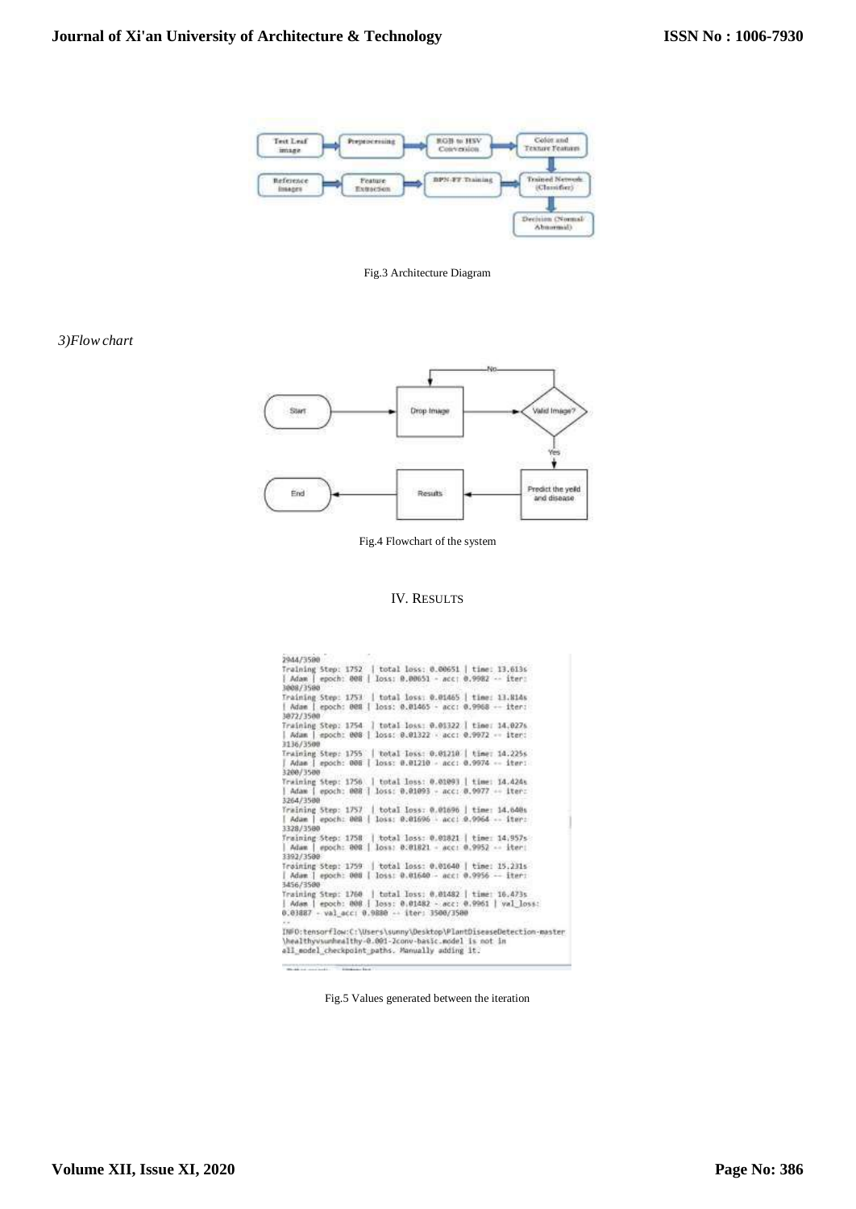Test Leaf image

Preprocessing

RGB to HSV Conversion

Color and Texture Features

Reference Images

Feature Extraction

BPN-FF Training

Trained Network (Classifier)

Decision (Normal/ Abnormal)

Fig.3 Architecture Diagram

*3)Flow chart*

Start

Drop Image

Valid Image?

No

Yes

Predict the yeild and disease

Results

End

Fig.4 Flowchart of the system

## IV. RESULTS

```
2944/3500
Training Step: 1752  | total loss: 0.00651 | time: 13.613s
| Adam | epoch: 008 | loss: 0.00651 - acc: 0.9982 -- iter:
3008/3500
Training Step: 1753  | total loss: 0.01465 | time: 13.814s
| Adam | epoch: 008 | loss: 0.01465 - acc: 0.9968 -- iter:
3072/3500
Training Step: 1754  | total loss: 0.01322 | time: 14.027s
| Adam | epoch: 008 | loss: 0.01322 - acc: 0.9972 -- iter:
3136/3500
Training Step: 1755  | total loss: 0.01210 | time: 14.225s
| Adam | epoch: 008 | loss: 0.01210 - acc: 0.9974 -- iter:
3200/3500
Training Step: 1756  | total loss: 0.01093 | time: 14.424s
| Adam | epoch: 008 | loss: 0.01093 - acc: 0.9977 -- iter:
3264/3500
Training Step: 1757  | total loss: 0.01696 | time: 14.640s
| Adam | epoch: 008 | loss: 0.01696 - acc: 0.9964 -- iter:
3328/3500
Training Step: 1758  | total loss: 0.01821 | time: 14.957s
| Adam | epoch: 008 | loss: 0.01821 - acc: 0.9952 -- iter:
3392/3500
Training Step: 1759  | total loss: 0.01640 | time: 15.231s
| Adam | epoch: 008 | loss: 0.01640 - acc: 0.9956 -- iter:
3456/3500
Training Step: 1760  | total loss: 0.01482 | time: 16.473s
| Adam | epoch: 008 | loss: 0.01482 - acc: 0.9961 | val_loss:
0.03887 - val_acc: 0.9880 -- iter: 3500/3500
--
INFO:tensorflow:C:\Users\sunny\Desktop\PlantDiseaseDetection-master
\healthyvsunhealthy-0.001-2conv-basic.model is not in
all_model_checkpoint_paths. Manually adding it.
```

Fig.5 Values generated between the iteration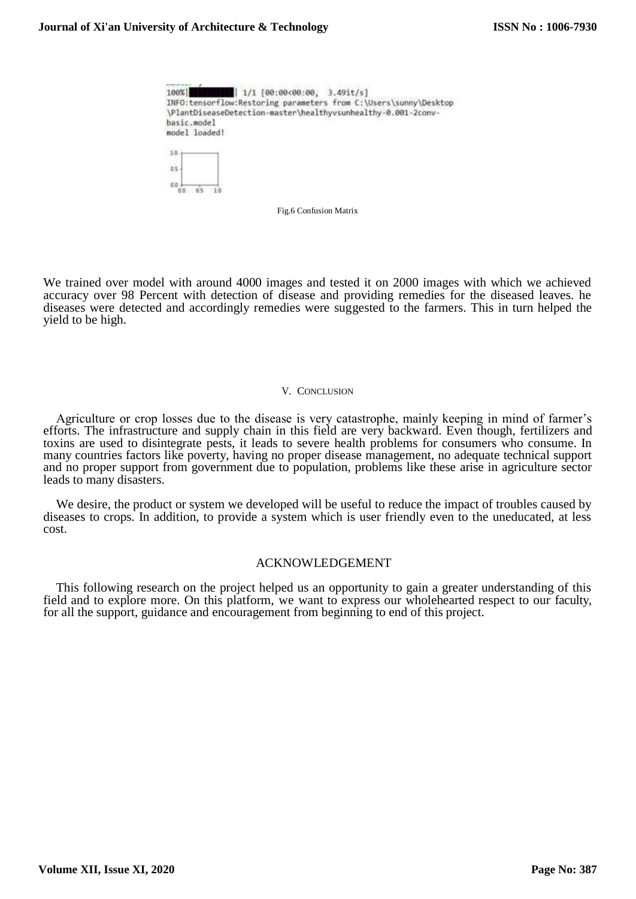```
100%|██████████| 1/1 [00:00<00:00,  3.49it/s]
INFO:tensorflow:Restoring parameters from C:\Users\sunny\Desktop
\PlantDiseaseDetection-master\healthyvsunhealthy-0.001-2conv-
basic.model
model loaded!
```

1.0
0.5
0.0
0.0 0.5 1.0

Fig.6 Confusion Matrix

We trained over model with around 4000 images and tested it on 2000 images with which we achieved accuracy over 98 Percent with detection of disease and providing remedies for the diseased leaves. he diseases were detected and accordingly remedies were suggested to the farmers. This in turn helped the yield to be high.

## V. Conclusion

Agriculture or crop losses due to the disease is very catastrophe, mainly keeping in mind of farmer's efforts. The infrastructure and supply chain in this field are very backward. Even though, fertilizers and toxins are used to disintegrate pests, it leads to severe health problems for consumers who consume. In many countries factors like poverty, having no proper disease management, no adequate technical support and no proper support from government due to population, problems like these arise in agriculture sector leads to many disasters.

We desire, the product or system we developed will be useful to reduce the impact of troubles caused by diseases to crops. In addition, to provide a system which is user friendly even to the uneducated, at less cost.

## ACKNOWLEDGEMENT

This following research on the project helped us an opportunity to gain a greater understanding of this field and to explore more. On this platform, we want to express our wholehearted respect to our faculty, for all the support, guidance and encouragement from beginning to end of this project.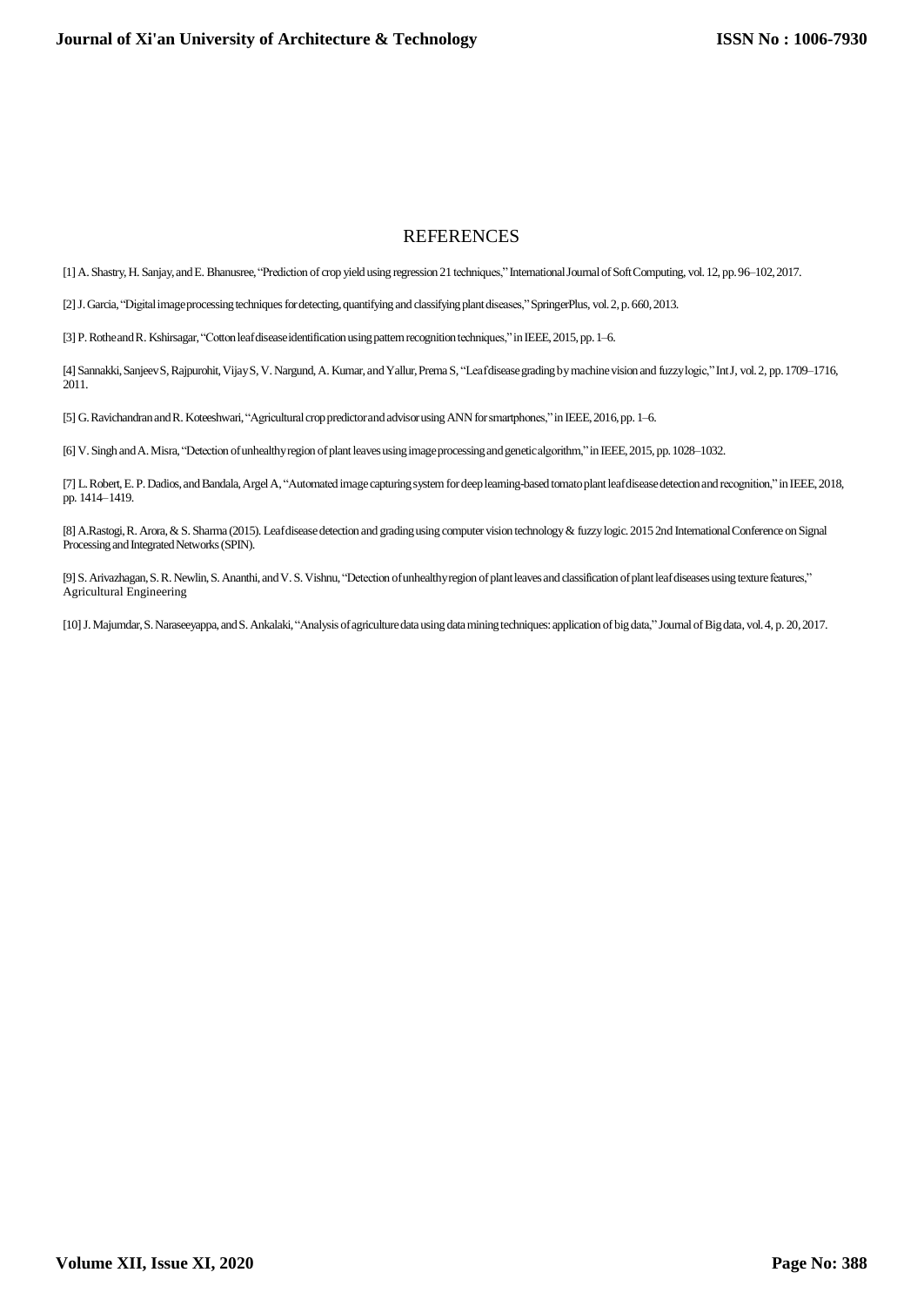## REFERENCES

[1] A. Shastry, H. Sanjay, and E. Bhanusree, "Prediction of crop yield using regression 21 techniques," International Journal of Soft Computing, vol. 12, pp. 96–102, 2017.

[2] J. Garcia, "Digital image processing techniques for detecting, quantifying and classifying plant diseases," SpringerPlus, vol. 2, p. 660, 2013.

[3] P. Rothe and R. Kshirsagar, "Cotton leaf disease identification using pattern recognition techniques," in IEEE, 2015, pp. 1–6.

[4] Sannakki, Sanjeev S, Rajpurohit, Vijay S, V. Nargund, A. Kumar, and Yallur, Prema S, "Leaf disease grading by machine vision and fuzzy logic," Int J, vol. 2, pp. 1709–1716, 2011.

[5] G. Ravichandran and R. Koteeshwari, "Agricultural crop predictor and advisor using ANN for smartphones," in IEEE, 2016, pp. 1–6.

[6] V. Singh and A. Misra, "Detection of unhealthy region of plant leaves using image processing and genetic algorithm," in IEEE, 2015, pp. 1028–1032.

[7] L. Robert, E. P. Dadios, and Bandala, Argel A, "Automated image capturing system for deep learning-based tomato plant leaf disease detection and recognition," in IEEE, 2018, pp. 1414–1419.

[8] A.Rastogi, R. Arora, & S. Sharma (2015). Leaf disease detection and grading using computer vision technology & fuzzy logic. 2015 2nd International Conference on Signal Processing and Integrated Networks (SPIN).

[9] S. Arivazhagan, S. R. Newlin, S. Ananthi, and V. S. Vishnu, "Detection of unhealthy region of plant leaves and classification of plant leaf diseases using texture features," Agricultural Engineering

[10] J. Majumdar, S. Naraseeyappa, and S. Ankalaki, "Analysis of agriculture data using data mining techniques: application of big data," Journal of Big data, vol. 4, p. 20, 2017.